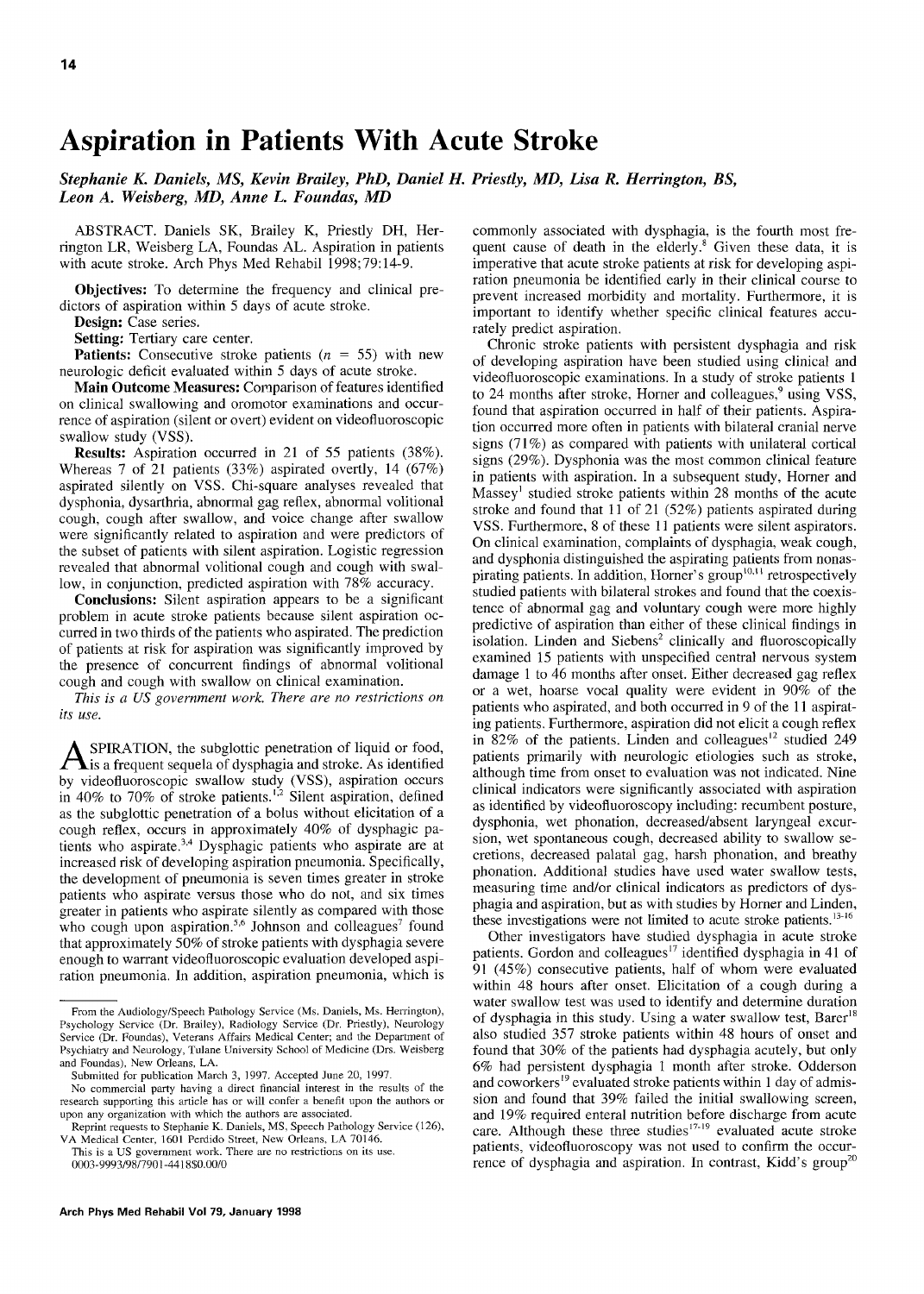# Aspiration in Patients With Acute Stroke

*Stephanie K. Daniels, MS, Kevin Brailey, PhD, Daniel H. Priestly, MD, Lisa R. Herrington, BS, Leon A. Weisberg, MD, Anne L. Foundas, MD*

ABSTRACT. Daniels SK, Brailey K, Priestly DH, Herrington LR, Weisberg LA, Foundas AL. Aspiration in patients with acute stroke. Arch Phys Med Rehabil 1998;79:14-9.

**Objectives:** To determine the frequency and clinical predictors of aspiration within 5 days of acute stroke.

**Design:** Case series.

**Setting:** Tertiary care center.

**Patients:** Consecutive stroke patients ($n$ = 55) with new neurologic deficit evaluated within 5 days of acute stroke.

**Main Outcome Measures:** Comparison of features identified on clinical swallowing and oromotor examinations and occurrence of aspiration (silent or overt) evident on videofluoroscopic swallow study (VSS).

**Results:** Aspiration occurred in 21 of 55 patients (38%). Whereas 7 of 21 patients (33%) aspirated overtly, 14 (67%) aspirated silently on VSS. Chi-square analyses revealed that dysphonia, dysarthria, abnormal gag reflex, abnormal volitional cough, cough after swallow, and voice change after swallow were significantly related to aspiration and were predictors of the subset of patients with silent aspiration. Logistic regression revealed that abnormal volitional cough and cough with swallow, in conjunction, predicted aspiration with 78% accuracy.

**Conclusions:** Silent aspiration appears to be a significant problem in acute stroke patients because silent aspiration occurred in two thirds of the patients who aspirated. The prediction of patients at risk for aspiration was significantly improved by the presence of concurrent findings of abnormal volitional cough and cough with swallow on clinical examination.

*This is a US government work. There are no restrictions on its use.*

ASPIRATION, the subglottic penetration of liquid or food, is a frequent sequela of dysphagia and stroke. As identified by videofluoroscopic swallow study (VSS), aspiration occurs in 40% to 70% of stroke patients.[1,2] Silent aspiration, defined as the subglottic penetration of a bolus without elicitation of a cough reflex, occurs in approximately 40% of dysphagic patients who aspirate.[3,4] Dysphagic patients who aspirate are at increased risk of developing aspiration pneumonia. Specifically, the development of pneumonia is seven times greater in stroke patients who aspirate versus those who do not, and six times greater in patients who aspirate silently as compared with those who cough upon aspiration.[5,6] Johnson and colleagues[7] found that approximately 50% of stroke patients with dysphagia severe enough to warrant videofluoroscopic evaluation developed aspiration pneumonia. In addition, aspiration pneumonia, which is commonly associated with dysphagia, is the fourth most frequent cause of death in the elderly.[8] Given these data, it is imperative that acute stroke patients at risk for developing aspiration pneumonia be identified early in their clinical course to prevent increased morbidity and mortality. Furthermore, it is important to identify whether specific clinical features accurately predict aspiration.

Chronic stroke patients with persistent dysphagia and risk of developing aspiration have been studied using clinical and videofluoroscopic examinations. In a study of stroke patients 1 to 24 months after stroke, Horner and colleagues,[9] using VSS, found that aspiration occurred in half of their patients. Aspiration occurred more often in patients with bilateral cranial nerve signs (71%) as compared with patients with unilateral cortical signs (29%). Dysphonia was the most common clinical feature in patients with aspiration. In a subsequent study, Horner and Massey[1] studied stroke patients within 28 months of the acute stroke and found that 11 of 21 (52%) patients aspirated during VSS. Furthermore, 8 of these 11 patients were silent aspirators. On clinical examination, complaints of dysphagia, weak cough, and dysphonia distinguished the aspirating patients from nonaspirating patients. In addition, Horner's group[10,11] retrospectively studied patients with bilateral strokes and found that the coexistence of abnormal gag and voluntary cough were more highly predictive of aspiration than either of these clinical findings in isolation. Linden and Siebens[2] clinically and fluoroscopically examined 15 patients with unspecified central nervous system damage 1 to 46 months after onset. Either decreased gag reflex or a wet, hoarse vocal quality were evident in 90% of the patients who aspirated, and both occurred in 9 of the 11 aspirating patients. Furthermore, aspiration did not elicit a cough reflex in 82% of the patients. Linden and colleagues[12] studied 249 patients primarily with neurologic etiologies such as stroke, although time from onset to evaluation was not indicated. Nine clinical indicators were significantly associated with aspiration as identified by videofluoroscopy including: recumbent posture, dysphonia, wet phonation, decreased/absent laryngeal excursion, wet spontaneous cough, decreased ability to swallow secretions, decreased palatal gag, harsh phonation, and breathy phonation. Additional studies have used water swallow tests, measuring time and/or clinical indicators as predictors of dysphagia and aspiration, but as with studies by Horner and Linden, these investigations were not limited to acute stroke patients.[13-16]

Other investigators have studied dysphagia in acute stroke patients. Gordon and colleagues[17] identified dysphagia in 41 of 91 (45%) consecutive patients, half of whom were evaluated within 48 hours after onset. Elicitation of a cough during a water swallow test was used to identify and determine duration of dysphagia in this study. Using a water swallow test, Barer[18] also studied 357 stroke patients within 48 hours of onset and found that 30% of the patients had dysphagia acutely, but only 6% had persistent dysphagia 1 month after stroke. Odderson and coworkers[19] evaluated stroke patients within 1 day of admission and found that 39% failed the initial swallowing screen, and 19% required enteral nutrition before discharge from acute care. Although these three studies[17-19] evaluated acute stroke patients, videofluoroscopy was not used to confirm the occurrence of dysphagia and aspiration. In contrast, Kidd's group[20]

From the Audiology/Speech Pathology Service (Ms. Daniels, Ms. Herrington), Psychology Service (Dr. Brailey), Radiology Service (Dr. Priestly), Neurology Service (Dr. Foundas), Veterans Affairs Medical Center; and the Department of Psychiatry and Neurology, Tulane University School of Medicine (Drs. Weisberg and Foundas), New Orleans, LA.

Submitted for publication March 3, 1997. Accepted June 20, 1997.

No commercial party having a direct financial interest in the results of the research supporting this article has or will confer a benefit upon the authors or upon any organization with which the authors are associated.

Reprint requests to Stephanie K. Daniels, MS, Speech Pathology Service (126), VA Medical Center, 1601 Perdido Street, New Orleans, LA 70146.

This is a US government work. There are no restrictions on its use.

0003-9993/98/7901-4418$0.00/0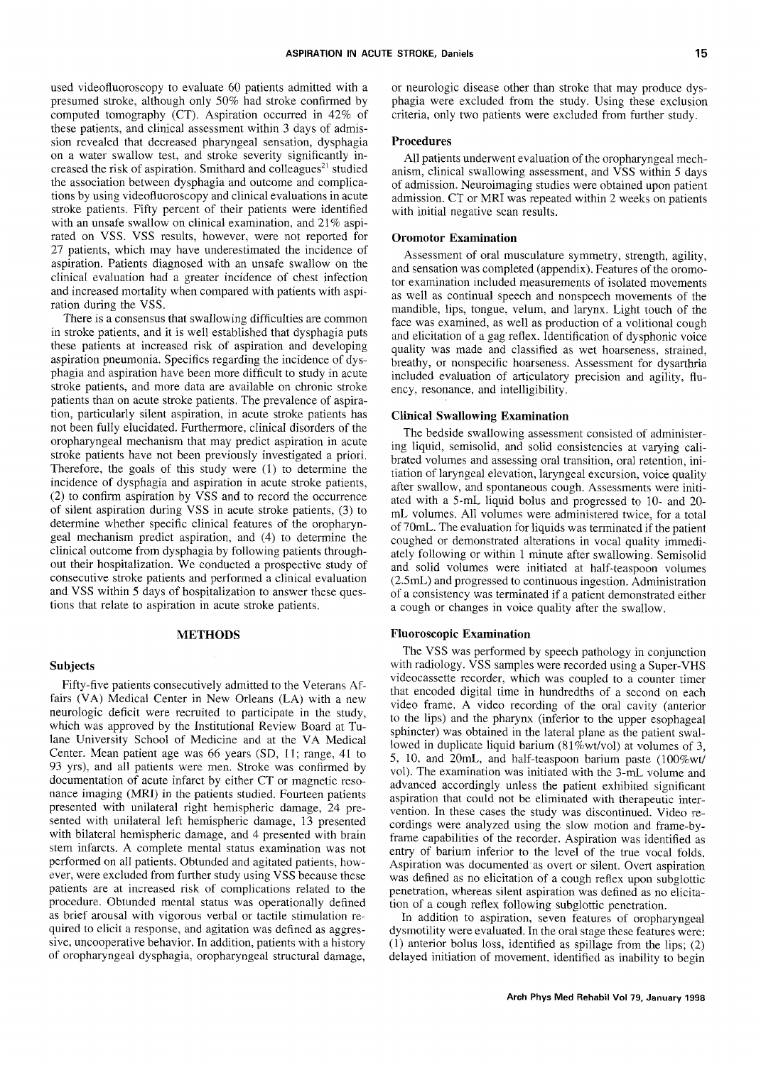used videofluoroscopy to evaluate 60 patients admitted with a presumed stroke, although only 50% had stroke confirmed by computed tomography (CT). Aspiration occurred in 42% of these patients, and clinical assessment within 3 days of admission revealed that decreased pharyngeal sensation, dysphagia on a water swallow test, and stroke severity significantly increased the risk of aspiration. Smithard and colleagues[21] studied the association between dysphagia and outcome and complications by using videofluoroscopy and clinical evaluations in acute stroke patients. Fifty percent of their patients were identified with an unsafe swallow on clinical examination, and 21% aspirated on VSS. VSS results, however, were not reported for 27 patients, which may have underestimated the incidence of aspiration. Patients diagnosed with an unsafe swallow on the clinical evaluation had a greater incidence of chest infection and increased mortality when compared with patients with aspiration during the VSS.

There is a consensus that swallowing difficulties are common in stroke patients, and it is well established that dysphagia puts these patients at increased risk of aspiration and developing aspiration pneumonia. Specifics regarding the incidence of dysphagia and aspiration have been more difficult to study in acute stroke patients, and more data are available on chronic stroke patients than on acute stroke patients. The prevalence of aspiration, particularly silent aspiration, in acute stroke patients has not been fully elucidated. Furthermore, clinical disorders of the oropharyngeal mechanism that may predict aspiration in acute stroke patients have not been previously investigated a priori. Therefore, the goals of this study were (1) to determine the incidence of dysphagia and aspiration in acute stroke patients, (2) to confirm aspiration by VSS and to record the occurrence of silent aspiration during VSS in acute stroke patients, (3) to determine whether specific clinical features of the oropharyngeal mechanism predict aspiration, and (4) to determine the clinical outcome from dysphagia by following patients throughout their hospitalization. We conducted a prospective study of consecutive stroke patients and performed a clinical evaluation and VSS within 5 days of hospitalization to answer these questions that relate to aspiration in acute stroke patients.

## METHODS

### Subjects

Fifty-five patients consecutively admitted to the Veterans Affairs (VA) Medical Center in New Orleans (LA) with a new neurologic deficit were recruited to participate in the study, which was approved by the Institutional Review Board at Tulane University School of Medicine and at the VA Medical Center. Mean patient age was 66 years (SD, 11; range, 41 to 93 yrs), and all patients were men. Stroke was confirmed by documentation of acute infarct by either CT or magnetic resonance imaging (MRI) in the patients studied. Fourteen patients presented with unilateral right hemispheric damage, 24 presented with unilateral left hemispheric damage, 13 presented with bilateral hemispheric damage, and 4 presented with brain stem infarcts. A complete mental status examination was not performed on all patients. Obtunded and agitated patients, however, were excluded from further study using VSS because these patients are at increased risk of complications related to the procedure. Obtunded mental status was operationally defined as brief arousal with vigorous verbal or tactile stimulation required to elicit a response, and agitation was defined as aggressive, uncooperative behavior. In addition, patients with a history of oropharyngeal dysphagia, oropharyngeal structural damage, or neurologic disease other than stroke that may produce dysphagia were excluded from the study. Using these exclusion criteria, only two patients were excluded from further study.

### Procedures

All patients underwent evaluation of the oropharyngeal mechanism, clinical swallowing assessment, and VSS within 5 days of admission. Neuroimaging studies were obtained upon patient admission. CT or MRI was repeated within 2 weeks on patients with initial negative scan results.

### Oromotor Examination

Assessment of oral musculature symmetry, strength, agility, and sensation was completed (appendix). Features of the oromotor examination included measurements of isolated movements as well as continual speech and nonspeech movements of the mandible, lips, tongue, velum, and larynx. Light touch of the face was examined, as well as production of a volitional cough and elicitation of a gag reflex. Identification of dysphonic voice quality was made and classified as wet hoarseness, strained, breathy, or nonspecific hoarseness. Assessment for dysarthria included evaluation of articulatory precision and agility, fluency, resonance, and intelligibility.

### Clinical Swallowing Examination

The bedside swallowing assessment consisted of administering liquid, semisolid, and solid consistencies at varying calibrated volumes and assessing oral transition, oral retention, initiation of laryngeal elevation, laryngeal excursion, voice quality after swallow, and spontaneous cough. Assessments were initiated with a 5-mL liquid bolus and progressed to 10- and 20-mL volumes. All volumes were administered twice, for a total of 70mL. The evaluation for liquids was terminated if the patient coughed or demonstrated alterations in vocal quality immediately following or within 1 minute after swallowing. Semisolid and solid volumes were initiated at half-teaspoon volumes (2.5mL) and progressed to continuous ingestion. Administration of a consistency was terminated if a patient demonstrated either a cough or changes in voice quality after the swallow.

### Fluoroscopic Examination

The VSS was performed by speech pathology in conjunction with radiology. VSS samples were recorded using a Super-VHS videocassette recorder, which was coupled to a counter timer that encoded digital time in hundredths of a second on each video frame. A video recording of the oral cavity (anterior to the lips) and the pharynx (inferior to the upper esophageal sphincter) was obtained in the lateral plane as the patient swallowed in duplicate liquid barium (81%wt/vol) at volumes of 3, 5, 10, and 20mL, and half-teaspoon barium paste (100%wt/vol). The examination was initiated with the 3-mL volume and advanced accordingly unless the patient exhibited significant aspiration that could not be eliminated with therapeutic intervention. In these cases the study was discontinued. Video recordings were analyzed using the slow motion and frame-by-frame capabilities of the recorder. Aspiration was identified as entry of barium inferior to the level of the true vocal folds. Aspiration was documented as overt or silent. Overt aspiration was defined as no elicitation of a cough reflex upon subglottic penetration, whereas silent aspiration was defined as no elicitation of a cough reflex following subglottic penetration.

In addition to aspiration, seven features of oropharyngeal dysmotility were evaluated. In the oral stage these features were: (1) anterior bolus loss, identified as spillage from the lips; (2) delayed initiation of movement, identified as inability to begin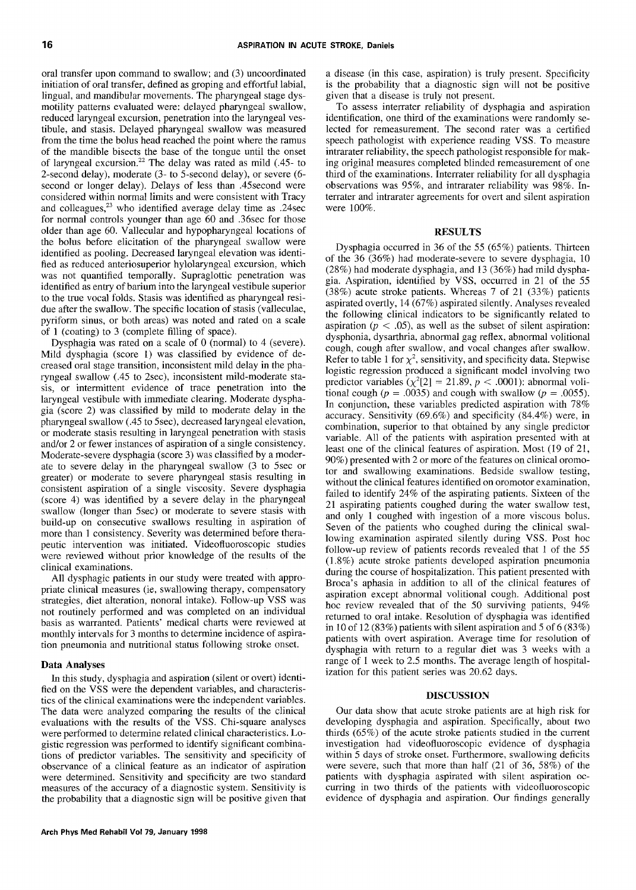oral transfer upon command to swallow; and (3) uncoordinated initiation of oral transfer, defined as groping and effortful labial, lingual, and mandibular movements. The pharyngeal stage dysmotility patterns evaluated were: delayed pharyngeal swallow, reduced laryngeal excursion, penetration into the laryngeal vestibule, and stasis. Delayed pharyngeal swallow was measured from the time the bolus head reached the point where the ramus of the mandible bisects the base of the tongue until the onset of laryngeal excursion.[22] The delay was rated as mild (.45- to 2-second delay), moderate (3- to 5-second delay), or severe (6-second or longer delay). Delays of less than .45second were considered within normal limits and were consistent with Tracy and colleagues,[23] who identified average delay time as .24sec for normal controls younger than age 60 and .36sec for those older than age 60. Vallecular and hypopharyngeal locations of the bolus before elicitation of the pharyngeal swallow were identified as pooling. Decreased laryngeal elevation was identified as reduced anteriosuperior hylolaryngeal excursion, which was not quantified temporally. Supraglottic penetration was identified as entry of barium into the laryngeal vestibule superior to the true vocal folds. Stasis was identified as pharyngeal residue after the swallow. The specific location of stasis (valleculae, pyriform sinus, or both areas) was noted and rated on a scale of 1 (coating) to 3 (complete filling of space).

Dysphagia was rated on a scale of 0 (normal) to 4 (severe). Mild dysphagia (score 1) was classified by evidence of decreased oral stage transition, inconsistent mild delay in the pharyngeal swallow (.45 to 2sec), inconsistent mild-moderate stasis, or intermittent evidence of trace penetration into the laryngeal vestibule with immediate clearing. Moderate dysphagia (score 2) was classified by mild to moderate delay in the pharyngeal swallow (.45 to 5sec), decreased laryngeal elevation, or moderate stasis resulting in laryngeal penetration with stasis and/or 2 or fewer instances of aspiration of a single consistency. Moderate-severe dysphagia (score 3) was classified by a moderate to severe delay in the pharyngeal swallow (3 to 5sec or greater) or moderate to severe pharyngeal stasis resulting in consistent aspiration of a single viscosity. Severe dysphagia (score 4) was identified by a severe delay in the pharyngeal swallow (longer than 5sec) or moderate to severe stasis with build-up on consecutive swallows resulting in aspiration of more than 1 consistency. Severity was determined before therapeutic intervention was initiated. Videofluoroscopic studies were reviewed without prior knowledge of the results of the clinical examinations.

All dysphagic patients in our study were treated with appropriate clinical measures (ie, swallowing therapy, compensatory strategies, diet alteration, nonoral intake). Follow-up VSS was not routinely performed and was completed on an individual basis as warranted. Patients' medical charts were reviewed at monthly intervals for 3 months to determine incidence of aspiration pneumonia and nutritional status following stroke onset.

### Data Analyses

In this study, dysphagia and aspiration (silent or overt) identified on the VSS were the dependent variables, and characteristics of the clinical examinations were the independent variables. The data were analyzed comparing the results of the clinical evaluations with the results of the VSS. Chi-square analyses were performed to determine related clinical characteristics. Logistic regression was performed to identify significant combinations of predictor variables. The sensitivity and specificity of observance of a clinical feature as an indicator of aspiration were determined. Sensitivity and specificity are two standard measures of the accuracy of a diagnostic system. Sensitivity is the probability that a diagnostic sign will be positive given that a disease (in this case, aspiration) is truly present. Specificity is the probability that a diagnostic sign will not be positive given that a disease is truly not present.

To assess interrater reliability of dysphagia and aspiration identification, one third of the examinations were randomly selected for remeasurement. The second rater was a certified speech pathologist with experience reading VSS. To measure intrarater reliability, the speech pathologist responsible for making original measures completed blinded remeasurement of one third of the examinations. Interrater reliability for all dysphagia observations was 95%, and intrarater reliability was 98%. Interrater and intrarater agreements for overt and silent aspiration were 100%.

## RESULTS

Dysphagia occurred in 36 of the 55 (65%) patients. Thirteen of the 36 (36%) had moderate-severe to severe dysphagia, 10 (28%) had moderate dysphagia, and 13 (36%) had mild dysphagia. Aspiration, identified by VSS, occurred in 21 of the 55 (38%) acute stroke patients. Whereas 7 of 21 (33%) patients aspirated overtly, 14 (67%) aspirated silently. Analyses revealed the following clinical indicators to be significantly related to aspiration ($p < .05$), as well as the subset of silent aspiration: dysphonia, dysarthria, abnormal gag reflex, abnormal volitional cough, cough after swallow, and vocal changes after swallow. Refer to table 1 for $\chi^2$, sensitivity, and specificity data. Stepwise logistic regression produced a significant model involving two predictor variables ($\chi^2[2] = 21.89$, $p < .0001$): abnormal volitional cough ($p = .0035$) and cough with swallow ($p = .0055$). In conjunction, these variables predicted aspiration with 78% accuracy. Sensitivity (69.6%) and specificity (84.4%) were, in combination, superior to that obtained by any single predictor variable. All of the patients with aspiration presented with at least one of the clinical features of aspiration. Most (19 of 21, 90%) presented with 2 or more of the features on clinical oromotor and swallowing examinations. Bedside swallow testing, without the clinical features identified on oromotor examination, failed to identify 24% of the aspirating patients. Sixteen of the 21 aspirating patients coughed during the water swallow test, and only 1 coughed with ingestion of a more viscous bolus. Seven of the patients who coughed during the clinical swallowing examination aspirated silently during VSS. Post hoc follow-up review of patients records revealed that 1 of the 55 (1.8%) acute stroke patients developed aspiration pneumonia during the course of hospitalization. This patient presented with Broca's aphasia in addition to all of the clinical features of aspiration except abnormal volitional cough. Additional post hoc review revealed that of the 50 surviving patients, 94% returned to oral intake. Resolution of dysphagia was identified in 10 of 12 (83%) patients with silent aspiration and 5 of 6 (83%) patients with overt aspiration. Average time for resolution of dysphagia with return to a regular diet was 3 weeks with a range of 1 week to 2.5 months. The average length of hospitalization for this patient series was 20.62 days.

## DISCUSSION

Our data show that acute stroke patients are at high risk for developing dysphagia and aspiration. Specifically, about two thirds (65%) of the acute stroke patients studied in the current investigation had videofluoroscopic evidence of dysphagia within 5 days of stroke onset. Furthermore, swallowing deficits were severe, such that more than half (21 of 36, 58%) of the patients with dysphagia aspirated with silent aspiration occurring in two thirds of the patients with videofluoroscopic evidence of dysphagia and aspiration. Our findings generally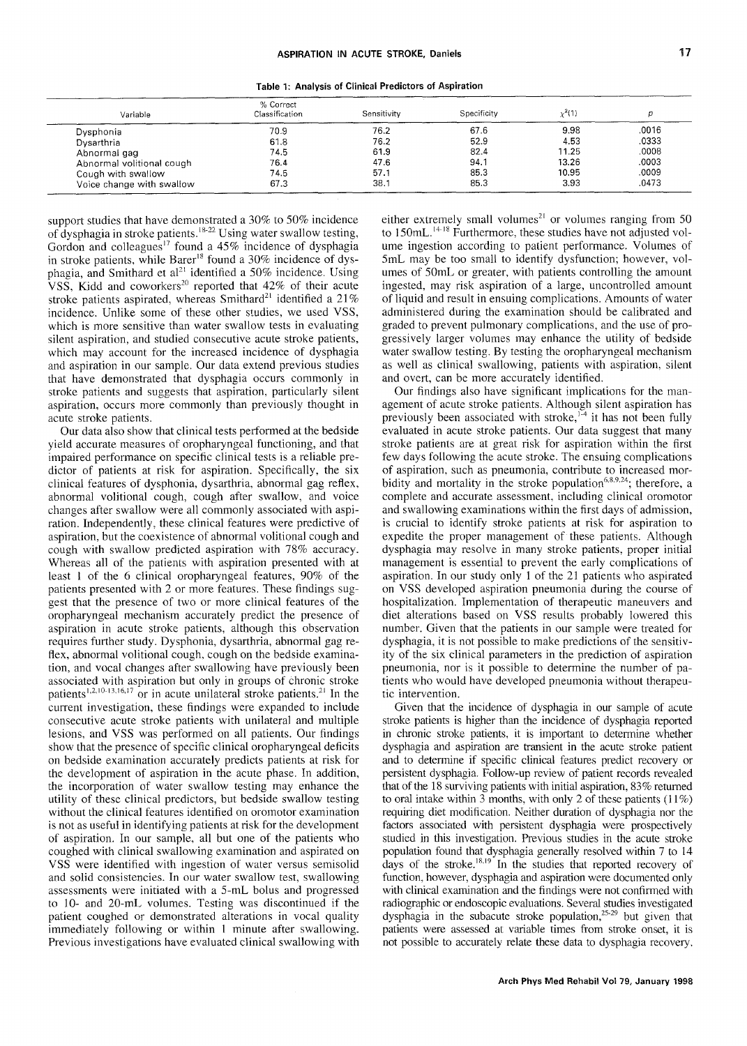**Table 1: Analysis of Clinical Predictors of Aspiration**

| Variable | % Correct Classification | Sensitivity | Specificity | $\chi^2(1)$ | p |
|---|---|---|---|---|---|
| Dysphonia | 70.9 | 76.2 | 67.6 | 9.98 | .0016 |
| Dysarthria | 61.8 | 76.2 | 52.9 | 4.53 | .0333 |
| Abnormal gag | 74.5 | 61.9 | 82.4 | 11.25 | .0008 |
| Abnormal volitional cough | 76.4 | 47.6 | 94.1 | 13.26 | .0003 |
| Cough with swallow | 74.5 | 57.1 | 85.3 | 10.95 | .0009 |
| Voice change with swallow | 67.3 | 38.1 | 85.3 | 3.93 | .0473 |

support studies that have demonstrated a 30% to 50% incidence of dysphagia in stroke patients.[18-22] Using water swallow testing, Gordon and colleagues[17] found a 45% incidence of dysphagia in stroke patients, while Barer[18] found a 30% incidence of dysphagia, and Smithard et al[21] identified a 50% incidence. Using VSS, Kidd and coworkers[20] reported that 42% of their acute stroke patients aspirated, whereas Smithard[21] identified a 21% incidence. Unlike some of these other studies, we used VSS, which is more sensitive than water swallow tests in evaluating silent aspiration, and studied consecutive acute stroke patients, which may account for the increased incidence of dysphagia and aspiration in our sample. Our data extend previous studies that have demonstrated that dysphagia occurs commonly in stroke patients and suggests that aspiration, particularly silent aspiration, occurs more commonly than previously thought in acute stroke patients.

Our data also show that clinical tests performed at the bedside yield accurate measures of oropharyngeal functioning, and that impaired performance on specific clinical tests is a reliable predictor of patients at risk for aspiration. Specifically, the six clinical features of dysphonia, dysarthria, abnormal gag reflex, abnormal volitional cough, cough after swallow, and voice changes after swallow were all commonly associated with aspiration. Independently, these clinical features were predictive of aspiration, but the coexistence of abnormal volitional cough and cough with swallow predicted aspiration with 78% accuracy. Whereas all of the patients with aspiration presented with at least 1 of the 6 clinical oropharyngeal features, 90% of the patients presented with 2 or more features. These findings suggest that the presence of two or more clinical features of the oropharyngeal mechanism accurately predict the presence of aspiration in acute stroke patients, although this observation requires further study. Dysphonia, dysarthria, abnormal gag reflex, abnormal volitional cough, cough on the bedside examination, and vocal changes after swallowing have previously been associated with aspiration but only in groups of chronic stroke patients[1,2,10-13,16,17] or in acute unilateral stroke patients.[21] In the current investigation, these findings were expanded to include consecutive acute stroke patients with unilateral and multiple lesions, and VSS was performed on all patients. Our findings show that the presence of specific clinical oropharyngeal deficits on bedside examination accurately predicts patients at risk for the development of aspiration in the acute phase. In addition, the incorporation of water swallow testing may enhance the utility of these clinical predictors, but bedside swallow testing without the clinical features identified on oromotor examination is not as useful in identifying patients at risk for the development of aspiration. In our sample, all but one of the patients who coughed with clinical swallowing examination and aspirated on VSS were identified with ingestion of water versus semisolid and solid consistencies. In our water swallow test, swallowing assessments were initiated with a 5-mL bolus and progressed to 10- and 20-mL volumes. Testing was discontinued if the patient coughed or demonstrated alterations in vocal quality immediately following or within 1 minute after swallowing. Previous investigations have evaluated clinical swallowing with either extremely small volumes[21] or volumes ranging from 50 to 150mL.[14-18] Furthermore, these studies have not adjusted volume ingestion according to patient performance. Volumes of 5mL may be too small to identify dysfunction; however, volumes of 50mL or greater, with patients controlling the amount ingested, may risk aspiration of a large, uncontrolled amount of liquid and result in ensuing complications. Amounts of water administered during the examination should be calibrated and graded to prevent pulmonary complications, and the use of progressively larger volumes may enhance the utility of bedside water swallow testing. By testing the oropharyngeal mechanism as well as clinical swallowing, patients with aspiration, silent and overt, can be more accurately identified.

Our findings also have significant implications for the management of acute stroke patients. Although silent aspiration has previously been associated with stroke,[1-4] it has not been fully evaluated in acute stroke patients. Our data suggest that many stroke patients are at great risk for aspiration within the first few days following the acute stroke. The ensuing complications of aspiration, such as pneumonia, contribute to increased morbidity and mortality in the stroke population[6,8,9,24]; therefore, a complete and accurate assessment, including clinical oromotor and swallowing examinations within the first days of admission, is crucial to identify stroke patients at risk for aspiration to expedite the proper management of these patients. Although dysphagia may resolve in many stroke patients, proper initial management is essential to prevent the early complications of aspiration. In our study only 1 of the 21 patients who aspirated on VSS developed aspiration pneumonia during the course of hospitalization. Implementation of therapeutic maneuvers and diet alterations based on VSS results probably lowered this number. Given that the patients in our sample were treated for dysphagia, it is not possible to make predictions of the sensitivity of the six clinical parameters in the prediction of aspiration pneumonia, nor is it possible to determine the number of patients who would have developed pneumonia without therapeutic intervention.

Given that the incidence of dysphagia in our sample of acute stroke patients is higher than the incidence of dysphagia reported in chronic stroke patients, it is important to determine whether dysphagia and aspiration are transient in the acute stroke patient and to determine if specific clinical features predict recovery or persistent dysphagia. Follow-up review of patient records revealed that of the 18 surviving patients with initial aspiration, 83% returned to oral intake within 3 months, with only 2 of these patients (11%) requiring diet modification. Neither duration of dysphagia nor the factors associated with persistent dysphagia were prospectively studied in this investigation. Previous studies in the acute stroke population found that dysphagia generally resolved within 7 to 14 days of the stroke.[18,19] In the studies that reported recovery of function, however, dysphagia and aspiration were documented only with clinical examination and the findings were not confirmed with radiographic or endoscopic evaluations. Several studies investigated dysphagia in the subacute stroke population,[25-29] but given that patients were assessed at variable times from stroke onset, it is not possible to accurately relate these data to dysphagia recovery.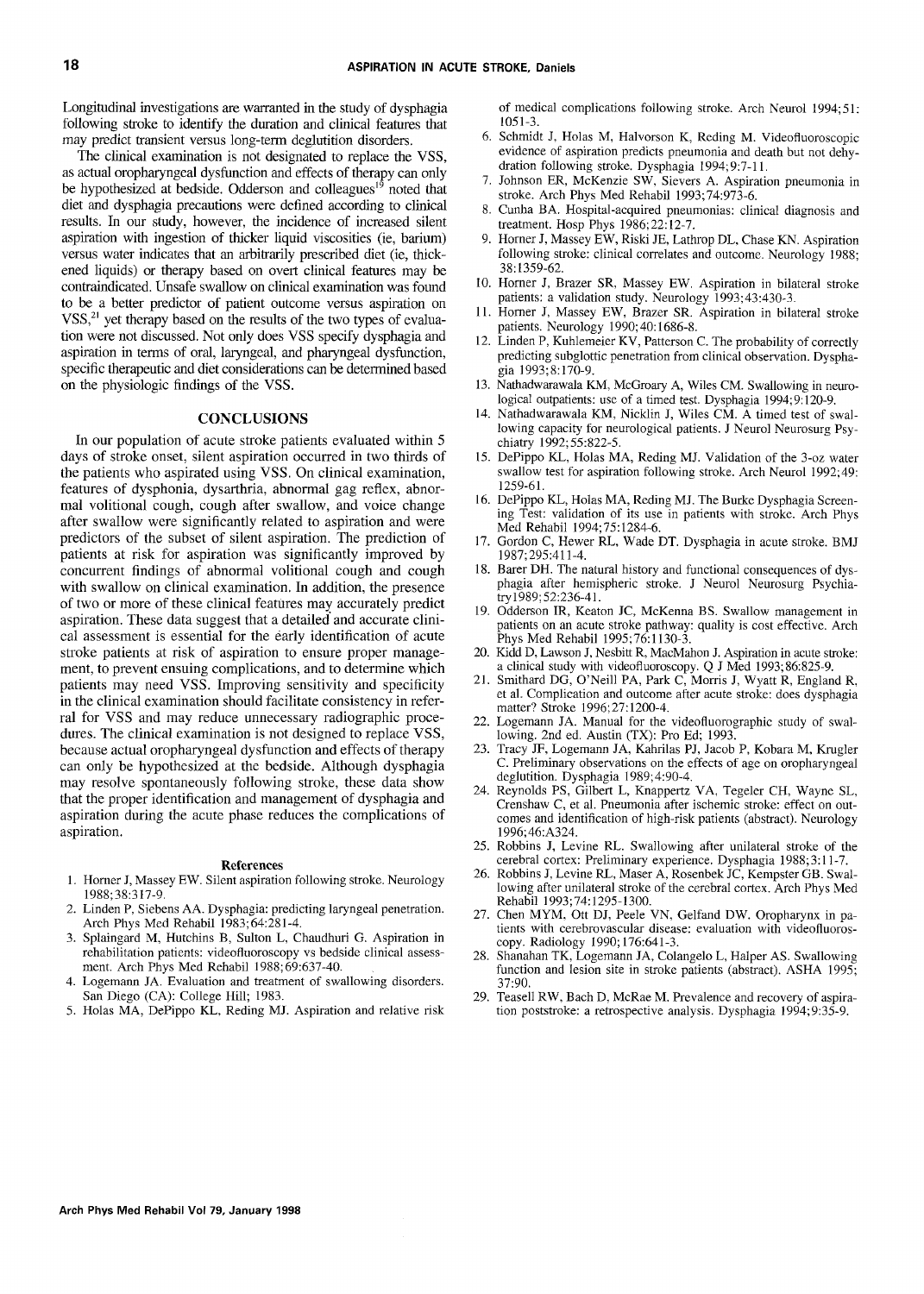Longitudinal investigations are warranted in the study of dysphagia following stroke to identify the duration and clinical features that may predict transient versus long-term deglutition disorders.

The clinical examination is not designated to replace the VSS, as actual oropharyngeal dysfunction and effects of therapy can only be hypothesized at bedside. Odderson and colleagues[19] noted that diet and dysphagia precautions were defined according to clinical results. In our study, however, the incidence of increased silent aspiration with ingestion of thicker liquid viscosities (ie, barium) versus water indicates that an arbitrarily prescribed diet (ie, thickened liquids) or therapy based on overt clinical features may be contraindicated. Unsafe swallow on clinical examination was found to be a better predictor of patient outcome versus aspiration on VSS,[21] yet therapy based on the results of the two types of evaluation were not discussed. Not only does VSS specify dysphagia and aspiration in terms of oral, laryngeal, and pharyngeal dysfunction, specific therapeutic and diet considerations can be determined based on the physiologic findings of the VSS.

## CONCLUSIONS

In our population of acute stroke patients evaluated within 5 days of stroke onset, silent aspiration occurred in two thirds of the patients who aspirated using VSS. On clinical examination, features of dysphonia, dysarthria, abnormal gag reflex, abnormal volitional cough, cough after swallow, and voice change after swallow were significantly related to aspiration and were predictors of the subset of silent aspiration. The prediction of patients at risk for aspiration was significantly improved by concurrent findings of abnormal volitional cough and cough with swallow on clinical examination. In addition, the presence of two or more of these clinical features may accurately predict aspiration. These data suggest that a detailed and accurate clinical assessment is essential for the early identification of acute stroke patients at risk of aspiration to ensure proper management, to prevent ensuing complications, and to determine which patients may need VSS. Improving sensitivity and specificity in the clinical examination should facilitate consistency in referral for VSS and may reduce unnecessary radiographic procedures. The clinical examination is not designed to replace VSS, because actual oropharyngeal dysfunction and effects of therapy can only be hypothesized at the bedside. Although dysphagia may resolve spontaneously following stroke, these data show that the proper identification and management of dysphagia and aspiration during the acute phase reduces the complications of aspiration.

### References

1. Horner J, Massey EW. Silent aspiration following stroke. Neurology 1988;38:317-9.
2. Linden P, Siebens AA. Dysphagia: predicting laryngeal penetration. Arch Phys Med Rehabil 1983;64:281-4.
3. Splaingard M, Hutchins B, Sulton L, Chaudhuri G. Aspiration in rehabilitation patients: videofluoroscopy vs bedside clinical assessment. Arch Phys Med Rehabil 1988;69:637-40.
4. Logemann JA. Evaluation and treatment of swallowing disorders. San Diego (CA): College Hill; 1983.
5. Holas MA, DePippo KL, Reding MJ. Aspiration and relative risk of medical complications following stroke. Arch Neurol 1994;51:1051-3.
6. Schmidt J, Holas M, Halvorson K, Reding M. Videofluoroscopic evidence of aspiration predicts pneumonia and death but not dehydration following stroke. Dysphagia 1994;9:7-11.
7. Johnson ER, McKenzie SW, Sievers A. Aspiration pneumonia in stroke. Arch Phys Med Rehabil 1993;74:973-6.
8. Cunha BA. Hospital-acquired pneumonias: clinical diagnosis and treatment. Hosp Phys 1986;22:12-7.
9. Horner J, Massey EW, Riski JE, Lathrop DL, Chase KN. Aspiration following stroke: clinical correlates and outcome. Neurology 1988;38:1359-62.
10. Horner J, Brazer SR, Massey EW. Aspiration in bilateral stroke patients: a validation study. Neurology 1993;43:430-3.
11. Horner J, Massey EW, Brazer SR. Aspiration in bilateral stroke patients. Neurology 1990;40:1686-8.
12. Linden P, Kuhlemeier KV, Patterson C. The probability of correctly predicting subglottic penetration from clinical observation. Dysphagia 1993;8:170-9.
13. Nathadwarawala KM, McGroary A, Wiles CM. Swallowing in neurological outpatients: use of a timed test. Dysphagia 1994;9:120-9.
14. Nathadwarawala KM, Nicklin J, Wiles CM. A timed test of swallowing capacity for neurological patients. J Neurol Neurosurg Psychiatry 1992;55:822-5.
15. DePippo KL, Holas MA, Reding MJ. Validation of the 3-oz water swallow test for aspiration following stroke. Arch Neurol 1992;49:1259-61.
16. DePippo KL, Holas MA, Reding MJ. The Burke Dysphagia Screening Test: validation of its use in patients with stroke. Arch Phys Med Rehabil 1994;75:1284-6.
17. Gordon C, Hewer RL, Wade DT. Dysphagia in acute stroke. BMJ 1987;295:411-4.
18. Barer DH. The natural history and functional consequences of dysphagia after hemispheric stroke. J Neurol Neurosurg Psychiatry1989;52:236-41.
19. Odderson IR, Keaton JC, McKenna BS. Swallow management in patients on an acute stroke pathway: quality is cost effective. Arch Phys Med Rehabil 1995;76:1130-3.
20. Kidd D, Lawson J, Nesbitt R, MacMahon J. Aspiration in acute stroke: a clinical study with videofluoroscopy. Q J Med 1993;86:825-9.
21. Smithard DG, O'Neill PA, Park C, Morris J, Wyatt R, England R, et al. Complication and outcome after acute stroke: does dysphagia matter? Stroke 1996;27:1200-4.
22. Logemann JA. Manual for the videofluorographic study of swallowing. 2nd ed. Austin (TX): Pro Ed; 1993.
23. Tracy JF, Logemann JA, Kahrilas PJ, Jacob P, Kobara M, Krugler C. Preliminary observations on the effects of age on oropharyngeal deglutition. Dysphagia 1989;4:90-4.
24. Reynolds PS, Gilbert L, Knappertz VA, Tegeler CH, Wayne SL, Crenshaw C, et al. Pneumonia after ischemic stroke: effect on outcomes and identification of high-risk patients (abstract). Neurology 1996;46:A324.
25. Robbins J, Levine RL. Swallowing after unilateral stroke of the cerebral cortex: Preliminary experience. Dysphagia 1988;3:11-7.
26. Robbins J, Levine RL, Maser A, Rosenbek JC, Kempster GB. Swallowing after unilateral stroke of the cerebral cortex. Arch Phys Med Rehabil 1993;74:1295-1300.
27. Chen MYM, Ott DJ, Peele VN, Gelfand DW. Oropharynx in patients with cerebrovascular disease: evaluation with videofluoroscopy. Radiology 1990;176:641-3.
28. Shanahan TK, Logemann JA, Colangelo L, Halper AS. Swallowing function and lesion site in stroke patients (abstract). ASHA 1995;37:90.
29. Teasell RW, Bach D, McRae M. Prevalence and recovery of aspiration poststroke: a retrospective analysis. Dysphagia 1994;9:35-9.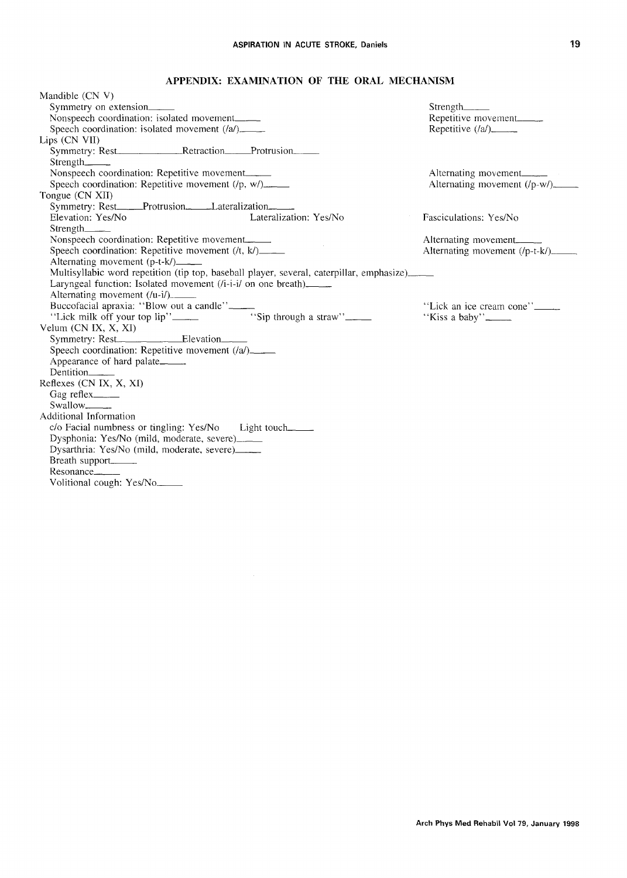## APPENDIX: EXAMINATION OF THE ORAL MECHANISM

Mandible (CN V)

- Symmetry on extension_____ Strength_____
- Nonspeech coordination: isolated movement_____ Repetitive movement_____
- Speech coordination: isolated movement (/a/)_____ Repetitive (/a/)_____

Lips (CN VII)

- Symmetry: Rest__________Retraction_____Protrusion_____
- Strength_____
- Nonspeech coordination: Repetitive movement_____ Alternating movement_____
- Speech coordination: Repetitive movement (/p, w/)_____ Alternating movement (/p-w/)_____

Tongue (CN XII)

- Symmetry: Rest_____Protrusion_____Lateralization_____
- Elevation: Yes/No Lateralization: Yes/No Fasciculations: Yes/No
- Strength_____
- Nonspeech coordination: Repetitive movement_____ Alternating movement_____
- Speech coordination: Repetitive movement (/t, k/)_____ Alternating movement (/p-t-k/)_____
- Alternating movement (p-t-k/)_____
- Multisyllabic word repetition (tip top, baseball player, several, caterpillar, emphasize)_____
- Laryngeal function: Isolated movement (/i-i-i/ on one breath)_____
- Alternating movement (/u-i/)_____
- Buccofacial apraxia: "Blow out a candle"_____ "Lick an ice cream cone"_____
- "Lick milk off your top lip"_____ "Sip through a straw"_____ "Kiss a baby"_____

Velum (CN IX, X, XI)

- Symmetry: Rest__________Elevation_____
- Speech coordination: Repetitive movement (/a/)_____
- Appearance of hard palate_____
- Dentition_____

Reflexes (CN IX, X, XI)

- Gag reflex_____
- Swallow_____

Additional Information

- c/o Facial numbness or tingling: Yes/No Light touch_____
- Dysphonia: Yes/No (mild, moderate, severe)_____
- Dysarthria: Yes/No (mild, moderate, severe)_____
- Breath support_____
- Resonance_____
- Volitional cough: Yes/No_____